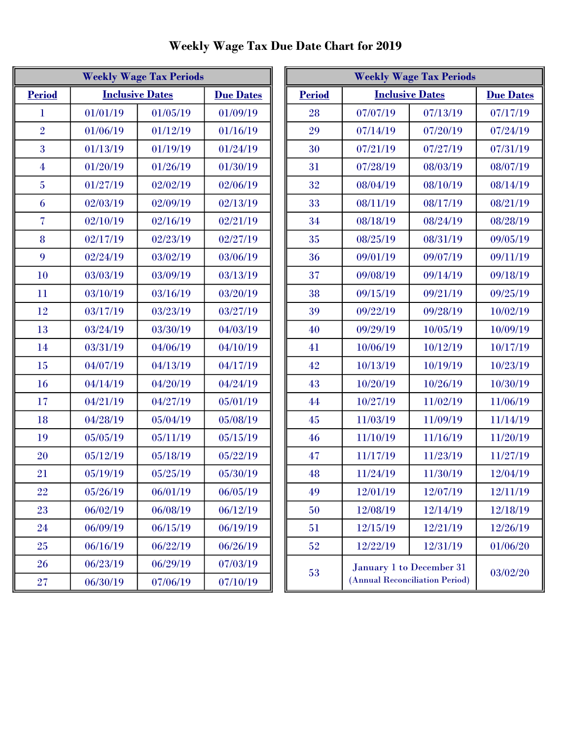# Weekly Wage Tax Due Date Chart for 2019

| Weekly Wage Tax Periods | | | |
|---|---|---|---|
| **Period** | **Inclusive Dates** | | **Due Dates** |
| 1 | 01/01/19 | 01/05/19 | 01/09/19 |
| 2 | 01/06/19 | 01/12/19 | 01/16/19 |
| 3 | 01/13/19 | 01/19/19 | 01/24/19 |
| 4 | 01/20/19 | 01/26/19 | 01/30/19 |
| 5 | 01/27/19 | 02/02/19 | 02/06/19 |
| 6 | 02/03/19 | 02/09/19 | 02/13/19 |
| 7 | 02/10/19 | 02/16/19 | 02/21/19 |
| 8 | 02/17/19 | 02/23/19 | 02/27/19 |
| 9 | 02/24/19 | 03/02/19 | 03/06/19 |
| 10 | 03/03/19 | 03/09/19 | 03/13/19 |
| 11 | 03/10/19 | 03/16/19 | 03/20/19 |
| 12 | 03/17/19 | 03/23/19 | 03/27/19 |
| 13 | 03/24/19 | 03/30/19 | 04/03/19 |
| 14 | 03/31/19 | 04/06/19 | 04/10/19 |
| 15 | 04/07/19 | 04/13/19 | 04/17/19 |
| 16 | 04/14/19 | 04/20/19 | 04/24/19 |
| 17 | 04/21/19 | 04/27/19 | 05/01/19 |
| 18 | 04/28/19 | 05/04/19 | 05/08/19 |
| 19 | 05/05/19 | 05/11/19 | 05/15/19 |
| 20 | 05/12/19 | 05/18/19 | 05/22/19 |
| 21 | 05/19/19 | 05/25/19 | 05/30/19 |
| 22 | 05/26/19 | 06/01/19 | 06/05/19 |
| 23 | 06/02/19 | 06/08/19 | 06/12/19 |
| 24 | 06/09/19 | 06/15/19 | 06/19/19 |
| 25 | 06/16/19 | 06/22/19 | 06/26/19 |
| 26 | 06/23/19 | 06/29/19 | 07/03/19 |
| 27 | 06/30/19 | 07/06/19 | 07/10/19 |

| Weekly Wage Tax Periods | | | |
|---|---|---|---|
| **Period** | **Inclusive Dates** | | **Due Dates** |
| 28 | 07/07/19 | 07/13/19 | 07/17/19 |
| 29 | 07/14/19 | 07/20/19 | 07/24/19 |
| 30 | 07/21/19 | 07/27/19 | 07/31/19 |
| 31 | 07/28/19 | 08/03/19 | 08/07/19 |
| 32 | 08/04/19 | 08/10/19 | 08/14/19 |
| 33 | 08/11/19 | 08/17/19 | 08/21/19 |
| 34 | 08/18/19 | 08/24/19 | 08/28/19 |
| 35 | 08/25/19 | 08/31/19 | 09/05/19 |
| 36 | 09/01/19 | 09/07/19 | 09/11/19 |
| 37 | 09/08/19 | 09/14/19 | 09/18/19 |
| 38 | 09/15/19 | 09/21/19 | 09/25/19 |
| 39 | 09/22/19 | 09/28/19 | 10/02/19 |
| 40 | 09/29/19 | 10/05/19 | 10/09/19 |
| 41 | 10/06/19 | 10/12/19 | 10/17/19 |
| 42 | 10/13/19 | 10/19/19 | 10/23/19 |
| 43 | 10/20/19 | 10/26/19 | 10/30/19 |
| 44 | 10/27/19 | 11/02/19 | 11/06/19 |
| 45 | 11/03/19 | 11/09/19 | 11/14/19 |
| 46 | 11/10/19 | 11/16/19 | 11/20/19 |
| 47 | 11/17/19 | 11/23/19 | 11/27/19 |
| 48 | 11/24/19 | 11/30/19 | 12/04/19 |
| 49 | 12/01/19 | 12/07/19 | 12/11/19 |
| 50 | 12/08/19 | 12/14/19 | 12/18/19 |
| 51 | 12/15/19 | 12/21/19 | 12/26/19 |
| 52 | 12/22/19 | 12/31/19 | 01/06/20 |
| 53 | January 1 to December 31 (Annual Reconciliation Period) | | 03/02/20 |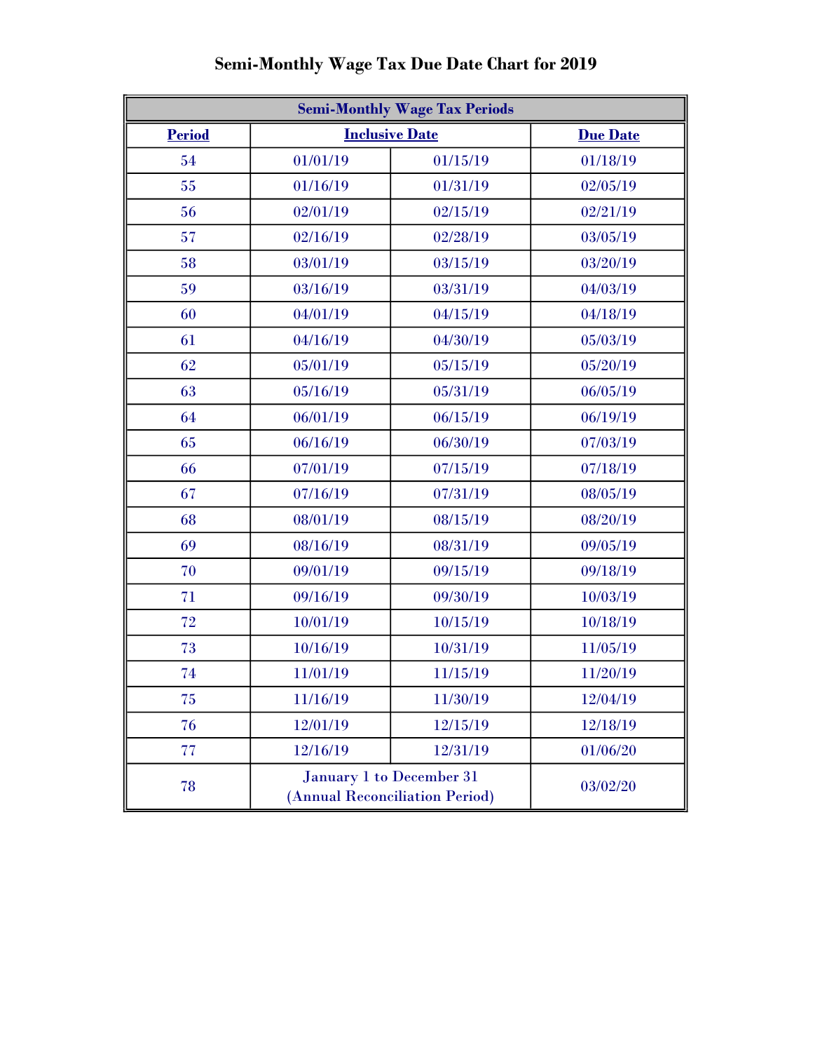# Semi-Monthly Wage Tax Due Date Chart for 2019

| Semi-Monthly Wage Tax Periods | | | |
|---|---|---|---|
| **Period** | **Inclusive Date** | | **Due Date** |
| 54 | 01/01/19 | 01/15/19 | 01/18/19 |
| 55 | 01/16/19 | 01/31/19 | 02/05/19 |
| 56 | 02/01/19 | 02/15/19 | 02/21/19 |
| 57 | 02/16/19 | 02/28/19 | 03/05/19 |
| 58 | 03/01/19 | 03/15/19 | 03/20/19 |
| 59 | 03/16/19 | 03/31/19 | 04/03/19 |
| 60 | 04/01/19 | 04/15/19 | 04/18/19 |
| 61 | 04/16/19 | 04/30/19 | 05/03/19 |
| 62 | 05/01/19 | 05/15/19 | 05/20/19 |
| 63 | 05/16/19 | 05/31/19 | 06/05/19 |
| 64 | 06/01/19 | 06/15/19 | 06/19/19 |
| 65 | 06/16/19 | 06/30/19 | 07/03/19 |
| 66 | 07/01/19 | 07/15/19 | 07/18/19 |
| 67 | 07/16/19 | 07/31/19 | 08/05/19 |
| 68 | 08/01/19 | 08/15/19 | 08/20/19 |
| 69 | 08/16/19 | 08/31/19 | 09/05/19 |
| 70 | 09/01/19 | 09/15/19 | 09/18/19 |
| 71 | 09/16/19 | 09/30/19 | 10/03/19 |
| 72 | 10/01/19 | 10/15/19 | 10/18/19 |
| 73 | 10/16/19 | 10/31/19 | 11/05/19 |
| 74 | 11/01/19 | 11/15/19 | 11/20/19 |
| 75 | 11/16/19 | 11/30/19 | 12/04/19 |
| 76 | 12/01/19 | 12/15/19 | 12/18/19 |
| 77 | 12/16/19 | 12/31/19 | 01/06/20 |
| 78 | January 1 to December 31 (Annual Reconciliation Period) | | 03/02/20 |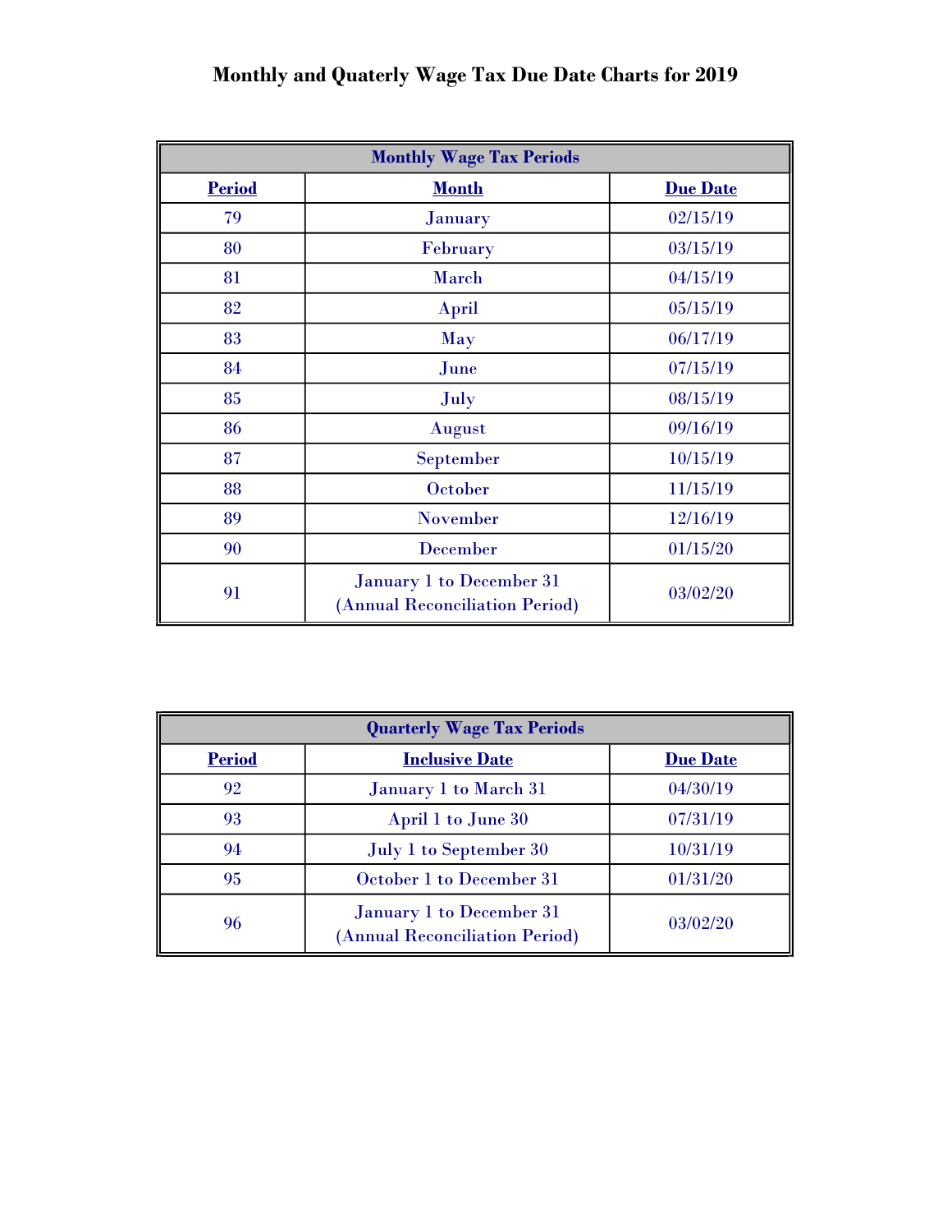# Monthly and Quaterly Wage Tax Due Date Charts for 2019

| Monthly Wage Tax Periods | | |
|---|---|---|
| **Period** | **Month** | **Due Date** |
| 79 | January | 02/15/19 |
| 80 | February | 03/15/19 |
| 81 | March | 04/15/19 |
| 82 | April | 05/15/19 |
| 83 | May | 06/17/19 |
| 84 | June | 07/15/19 |
| 85 | July | 08/15/19 |
| 86 | August | 09/16/19 |
| 87 | September | 10/15/19 |
| 88 | October | 11/15/19 |
| 89 | November | 12/16/19 |
| 90 | December | 01/15/20 |
| 91 | January 1 to December 31 (Annual Reconciliation Period) | 03/02/20 |

| Quarterly Wage Tax Periods | | |
|---|---|---|
| **Period** | **Inclusive Date** | **Due Date** |
| 92 | January 1 to March 31 | 04/30/19 |
| 93 | April 1 to June 30 | 07/31/19 |
| 94 | July 1 to September 30 | 10/31/19 |
| 95 | October 1 to December 31 | 01/31/20 |
| 96 | January 1 to December 31 (Annual Reconciliation Period) | 03/02/20 |